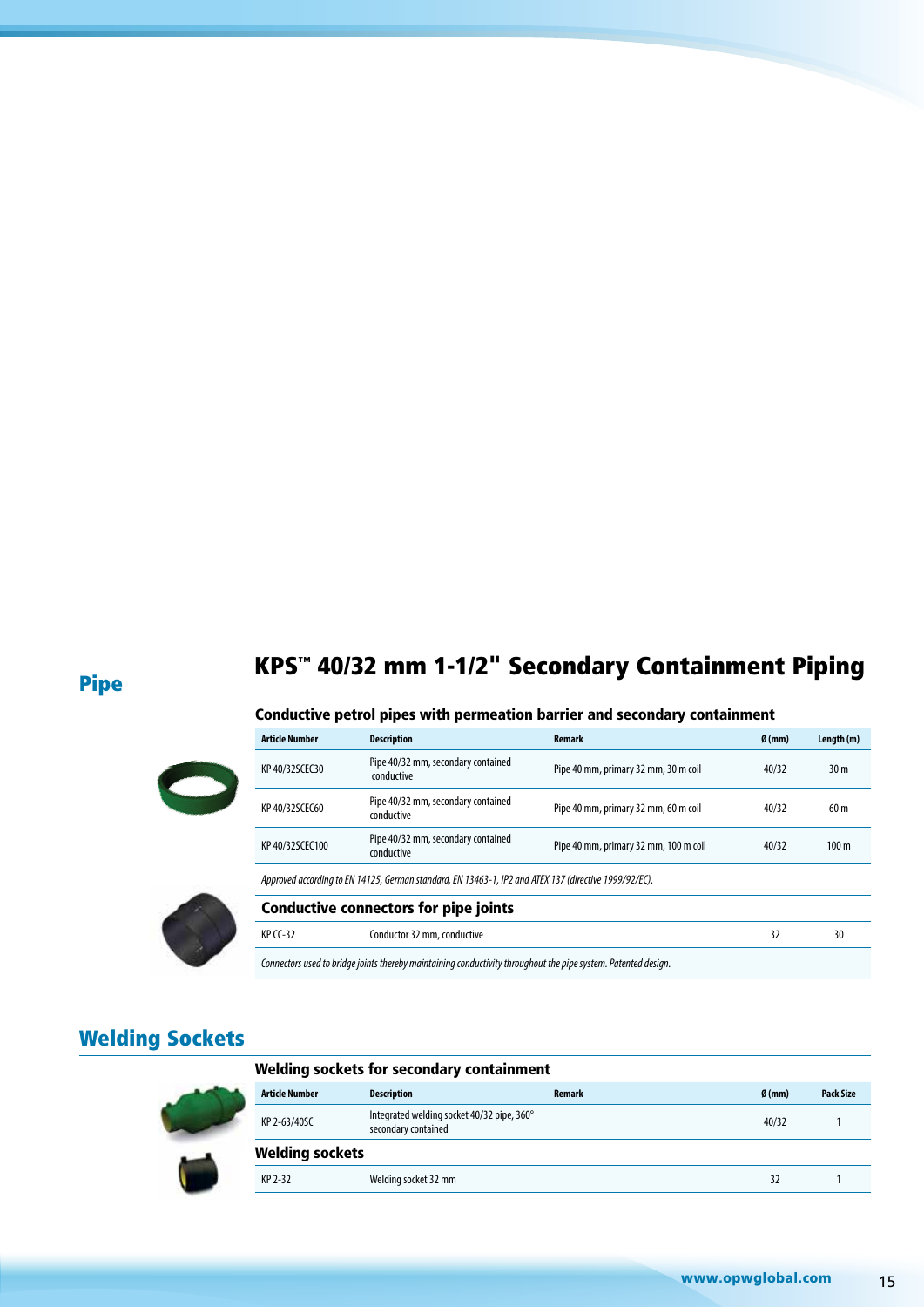## Pipe

# KPS™ 40/32 mm 1-1/2" Secondary Containment Piping

### Conductive petrol pipes with permeation barrier and secondary containment

| Article Number | Description | Remark | Ø (mm) | Length (m) |
|---|---|---|---|---|
| KP 40/32SCEC30 | Pipe 40/32 mm, secondary contained conductive | Pipe 40 mm, primary 32 mm, 30 m coil | 40/32 | 30 m |
| KP 40/32SCEC60 | Pipe 40/32 mm, secondary contained conductive | Pipe 40 mm, primary 32 mm, 60 m coil | 40/32 | 60 m |
| KP 40/32SCEC100 | Pipe 40/32 mm, secondary contained conductive | Pipe 40 mm, primary 32 mm, 100 m coil | 40/32 | 100 m |

*Approved according to EN 14125, German standard, EN 13463-1, IP2 and ATEX 137 (directive 1999/92/EC).*

### Conductive connectors for pipe joints

| Article Number | Description | Remark | Ø (mm) | Length (m) |
|---|---|---|---|---|
| KP CC-32 | Conductor 32 mm, conductive | | 32 | 30 |

*Connectors used to bridge joints thereby maintaining conductivity throughout the pipe system. Patented design.*

## Welding Sockets

### Welding sockets for secondary containment

| Article Number | Description | Remark | Ø (mm) | Pack Size |
|---|---|---|---|---|
| KP 2-63/40SC | Integrated welding socket 40/32 pipe, 360° secondary contained | | 40/32 | 1 |

### Welding sockets

| Article Number | Description | Remark | Ø (mm) | Pack Size |
|---|---|---|---|---|
| KP 2-32 | Welding socket 32 mm | | 32 | 1 |

www.opwglobal.com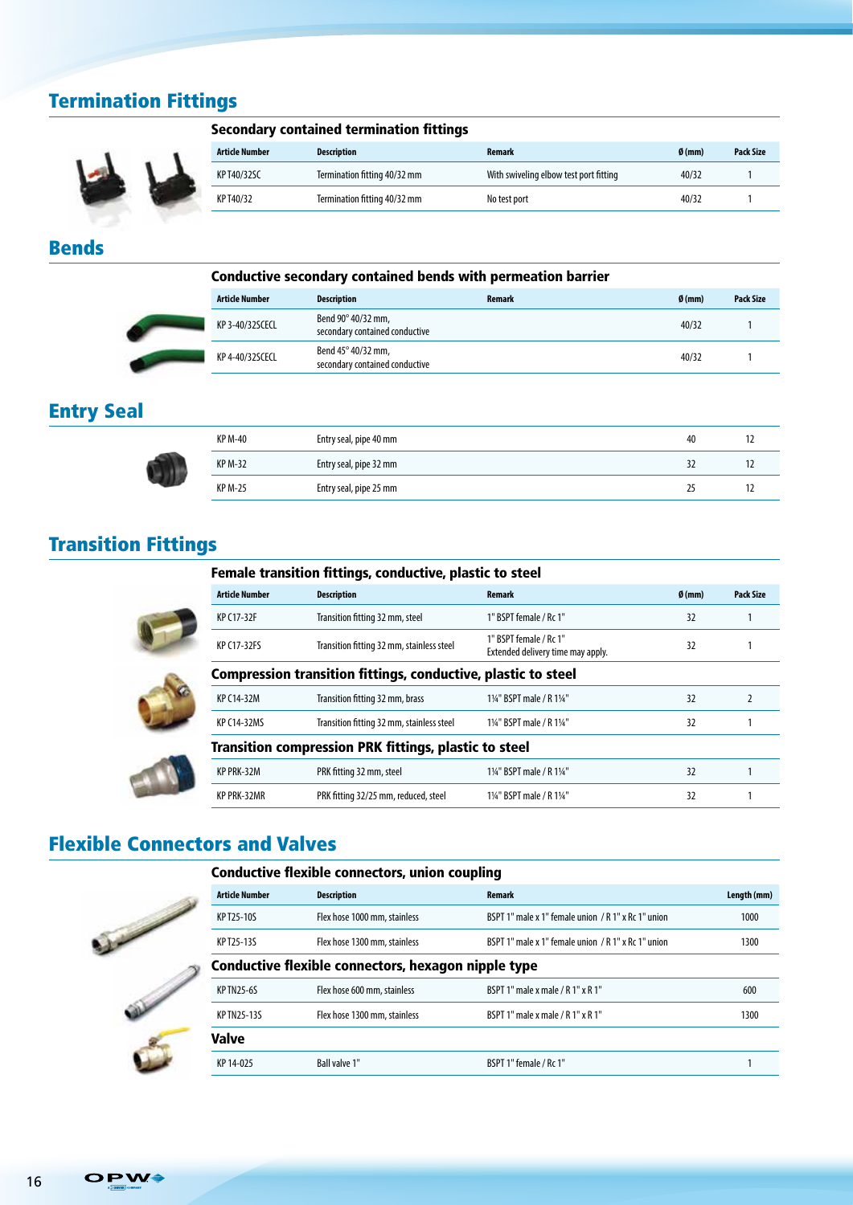## Termination Fittings

### Secondary contained termination fittings

| Article Number | Description | Remark | Ø (mm) | Pack Size |
|---|---|---|---|---|
| KP T40/32SC | Termination fitting 40/32 mm | With swiveling elbow test port fitting | 40/32 | 1 |
| KP T40/32 | Termination fitting 40/32 mm | No test port | 40/32 | 1 |

## Bends

### Conductive secondary contained bends with permeation barrier

| Article Number | Description | Remark | Ø (mm) | Pack Size |
|---|---|---|---|---|
| KP 3-40/32SCECL | Bend 90° 40/32 mm, secondary contained conductive | | 40/32 | 1 |
| KP 4-40/32SCECL | Bend 45° 40/32 mm, secondary contained conductive | | 40/32 | 1 |

## Entry Seal

| Article Number | Description | Remark | Ø (mm) | Pack Size |
|---|---|---|---|---|
| KP M-40 | Entry seal, pipe 40 mm | | 40 | 12 |
| KP M-32 | Entry seal, pipe 32 mm | | 32 | 12 |
| KP M-25 | Entry seal, pipe 25 mm | | 25 | 12 |

## Transition Fittings

### Female transition fittings, conductive, plastic to steel

| Article Number | Description | Remark | Ø (mm) | Pack Size |
|---|---|---|---|---|
| KP C17-32F | Transition fitting 32 mm, steel | 1" BSPT female / Rc 1" | 32 | 1 |
| KP C17-32FS | Transition fitting 32 mm, stainless steel | 1" BSPT female / Rc 1" Extended delivery time may apply. | 32 | 1 |

### Compression transition fittings, conductive, plastic to steel

| Article Number | Description | Remark | Ø (mm) | Pack Size |
|---|---|---|---|---|
| KP C14-32M | Transition fitting 32 mm, brass | 1¼" BSPT male / R 1¼" | 32 | 2 |
| KP C14-32MS | Transition fitting 32 mm, stainless steel | 1¼" BSPT male / R 1¼" | 32 | 1 |

### Transition compression PRK fittings, plastic to steel

| Article Number | Description | Remark | Ø (mm) | Pack Size |
|---|---|---|---|---|
| KP PRK-32M | PRK fitting 32 mm, steel | 1¼" BSPT male / R 1¼" | 32 | 1 |
| KP PRK-32MR | PRK fitting 32/25 mm, reduced, steel | 1¼" BSPT male / R 1¼" | 32 | 1 |

## Flexible Connectors and Valves

### Conductive flexible connectors, union coupling

| Article Number | Description | Remark | Length (mm) |
|---|---|---|---|
| KP T25-10S | Flex hose 1000 mm, stainless | BSPT 1" male x 1" female union / R 1" x Rc 1" union | 1000 |
| KP T25-13S | Flex hose 1300 mm, stainless | BSPT 1" male x 1" female union / R 1" x Rc 1" union | 1300 |

### Conductive flexible connectors, hexagon nipple type

| Article Number | Description | Remark | Length (mm) |
|---|---|---|---|
| KP TN25-6S | Flex hose 600 mm, stainless | BSPT 1" male x male / R 1" x R 1" | 600 |
| KP TN25-13S | Flex hose 1300 mm, stainless | BSPT 1" male x male / R 1" x R 1" | 1300 |

### Valve

| Article Number | Description | Remark | Pack Size |
|---|---|---|---|
| KP 14-025 | Ball valve 1" | BSPT 1" female / Rc 1" | 1 |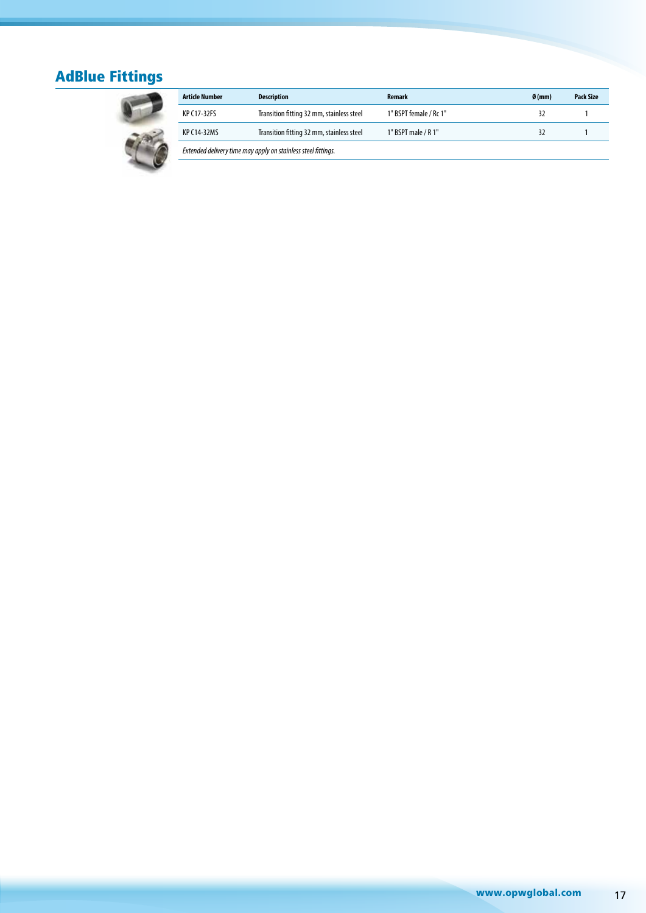## AdBlue Fittings

| Article Number | Description | Remark | Ø (mm) | Pack Size |
|---|---|---|---|---|
| KP C17-32FS | Transition fitting 32 mm, stainless steel | 1" BSPT female / Rc 1" | 32 | 1 |
| KP C14-32MS | Transition fitting 32 mm, stainless steel | 1" BSPT male / R 1" | 32 | 1 |

*Extended delivery time may apply on stainless steel fittings.*

www.opwglobal.com